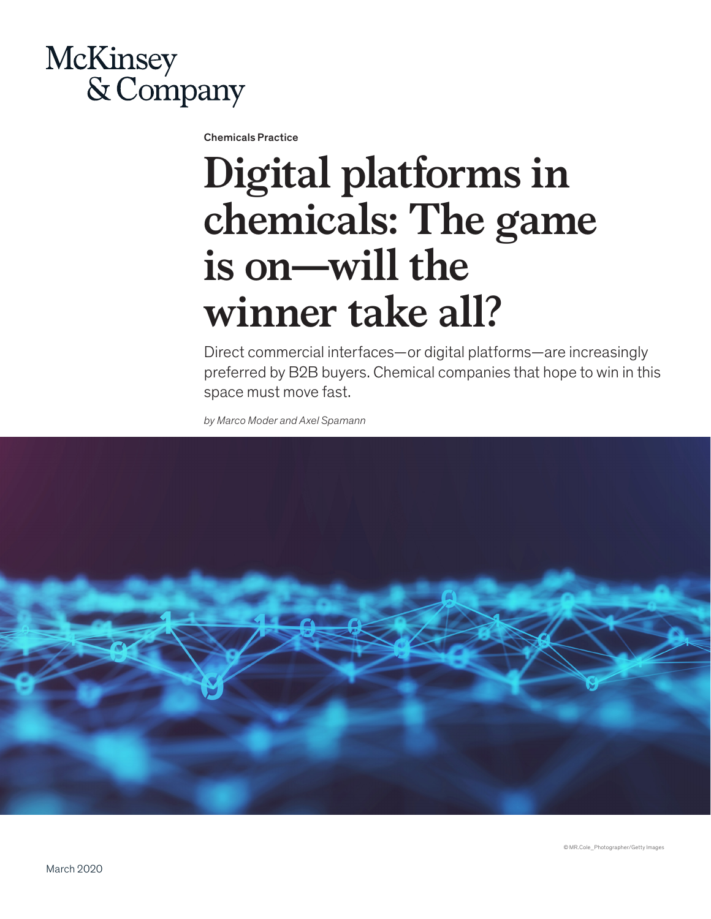McKinsey & Company

Chemicals Practice

# Digital platforms in chemicals: The game is on—will the winner take all?

Direct commercial interfaces—or digital platforms—are increasingly preferred by B2B buyers. Chemical companies that hope to win in this space must move fast.

*by Marco Moder and Axel Spamann*

© MR.Cole_Photographer/Getty Images

March 2020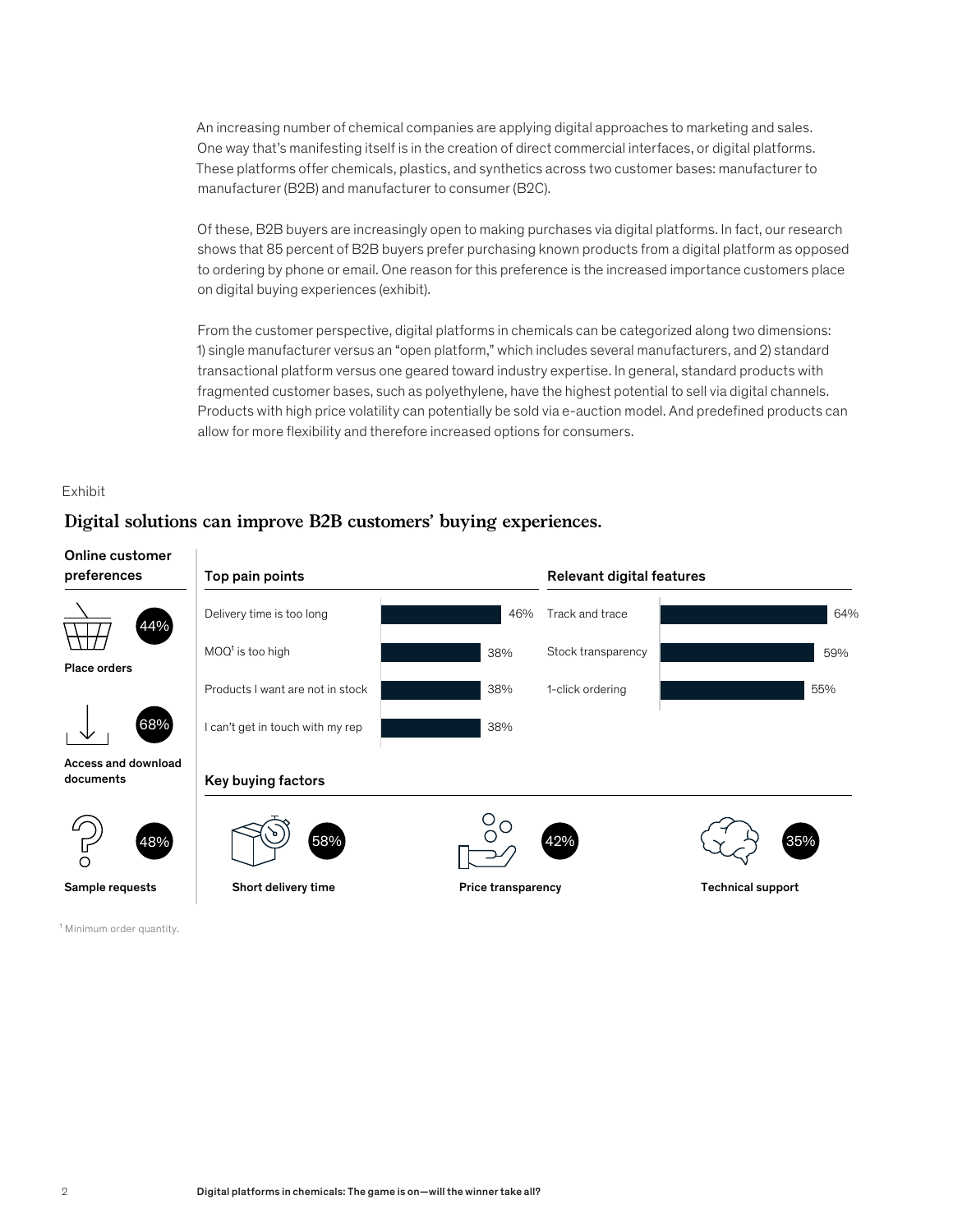An increasing number of chemical companies are applying digital approaches to marketing and sales. One way that's manifesting itself is in the creation of direct commercial interfaces, or digital platforms. These platforms offer chemicals, plastics, and synthetics across two customer bases: manufacturer to manufacturer (B2B) and manufacturer to consumer (B2C).

Of these, B2B buyers are increasingly open to making purchases via digital platforms. In fact, our research shows that 85 percent of B2B buyers prefer purchasing known products from a digital platform as opposed to ordering by phone or email. One reason for this preference is the increased importance customers place on digital buying experiences (exhibit).

From the customer perspective, digital platforms in chemicals can be categorized along two dimensions: 1) single manufacturer versus an "open platform," which includes several manufacturers, and 2) standard transactional platform versus one geared toward industry expertise. In general, standard products with fragmented customer bases, such as polyethylene, have the highest potential to sell via digital channels. Products with high price volatility can potentially be sold via e-auction model. And predefined products can allow for more flexibility and therefore increased options for consumers.

Exhibit

## Digital solutions can improve B2B customers' buying experiences.

**Online customer preferences**

| Preference | Share |
|---|---|
| Place orders | 44% |
| Access and download documents | 68% |
| Sample requests | 48% |

**Top pain points**

| Pain point | Share |
|---|---|
| Delivery time is too long | 46% |
| MOQ[1] is too high | 38% |
| Products I want are not in stock | 38% |
| I can't get in touch with my rep | 38% |

**Relevant digital features**

| Feature | Share |
|---|---|
| Track and trace | 64% |
| Stock transparency | 59% |
| 1-click ordering | 55% |

**Key buying factors**

| Factor | Share |
|---|---|
| Short delivery time | 58% |
| Price transparency | 42% |
| Technical support | 35% |

[1] Minimum order quantity.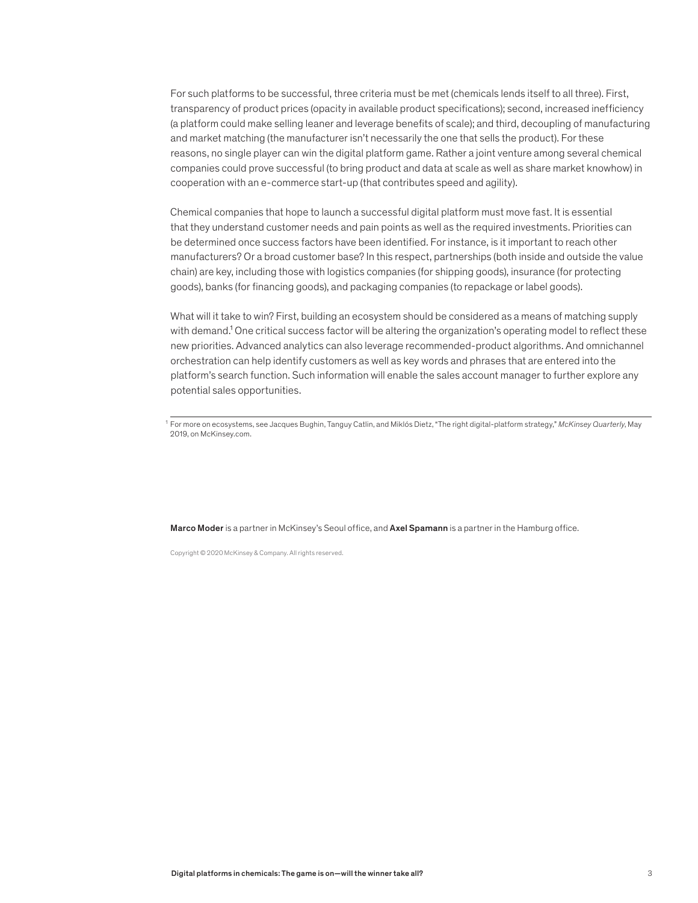For such platforms to be successful, three criteria must be met (chemicals lends itself to all three). First, transparency of product prices (opacity in available product specifications); second, increased inefficiency (a platform could make selling leaner and leverage benefits of scale); and third, decoupling of manufacturing and market matching (the manufacturer isn't necessarily the one that sells the product). For these reasons, no single player can win the digital platform game. Rather a joint venture among several chemical companies could prove successful (to bring product and data at scale as well as share market knowhow) in cooperation with an e-commerce start-up (that contributes speed and agility).

Chemical companies that hope to launch a successful digital platform must move fast. It is essential that they understand customer needs and pain points as well as the required investments. Priorities can be determined once success factors have been identified. For instance, is it important to reach other manufacturers? Or a broad customer base? In this respect, partnerships (both inside and outside the value chain) are key, including those with logistics companies (for shipping goods), insurance (for protecting goods), banks (for financing goods), and packaging companies (to repackage or label goods).

What will it take to win? First, building an ecosystem should be considered as a means of matching supply with demand.[1] One critical success factor will be altering the organization's operating model to reflect these new priorities. Advanced analytics can also leverage recommended-product algorithms. And omnichannel orchestration can help identify customers as well as key words and phrases that are entered into the platform's search function. Such information will enable the sales account manager to further explore any potential sales opportunities.

---

[1] For more on ecosystems, see Jacques Bughin, Tanguy Catlin, and Miklós Dietz, "The right digital-platform strategy," *McKinsey Quarterly*, May 2019, on McKinsey.com.

**Marco Moder** is a partner in McKinsey's Seoul office, and **Axel Spamann** is a partner in the Hamburg office.

Copyright © 2020 McKinsey & Company. All rights reserved.